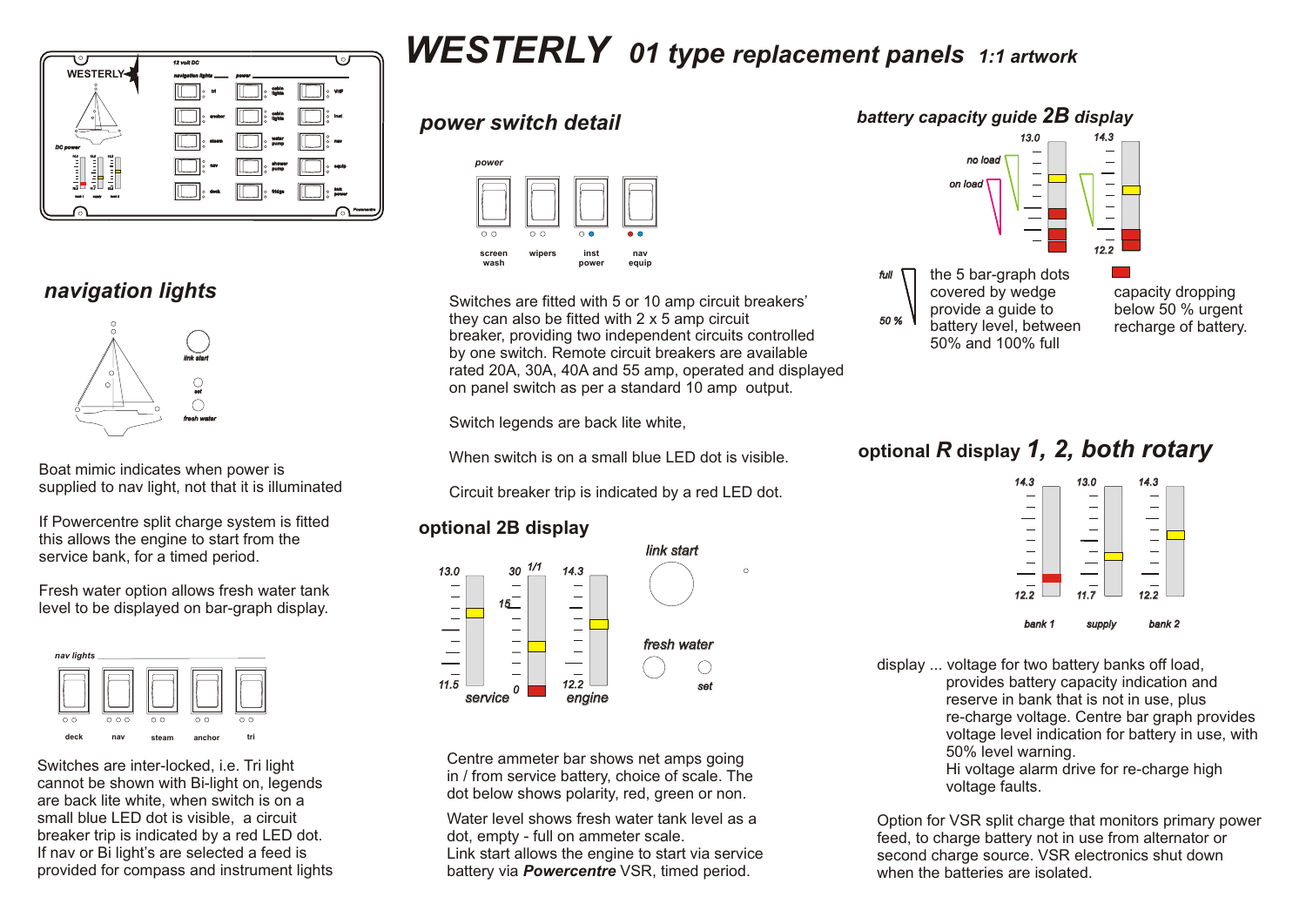# WESTERLY 01 type replacement panels *1:1 artwork*

## navigation lights

Boat mimic indicates when power is supplied to nav light, not that it is illuminated

If Powercentre split charge system is fitted this allows the engine to start from the service bank, for a timed period.

Fresh water option allows fresh water tank level to be displayed on bar-graph display.

Switches are inter-locked, i.e. Tri light cannot be shown with Bi-light on, legends are back lite white, when switch is on a small blue LED dot is visible, a circuit breaker trip is indicated by a red LED dot. If nav or Bi light's are selected a feed is provided for compass and instrument lights

## power switch detail

Switches are fitted with 5 or 10 amp circuit breakers' they can also be fitted with 2 x 5 amp circuit breaker, providing two independent circuits controlled by one switch. Remote circuit breakers are available rated 20A, 30A, 40A and 55 amp, operated and displayed on panel switch as per a standard 10 amp output.

Switch legends are back lite white,

When switch is on a small blue LED dot is visible.

Circuit breaker trip is indicated by a red LED dot.

## optional 2B display

Centre ammeter bar shows net amps going in / from service battery, choice of scale. The dot below shows polarity, red, green or non.

Water level shows fresh water tank level as a dot, empty - full on ammeter scale.
Link start allows the engine to start via service battery via ***Powercentre*** VSR, timed period.

## battery capacity guide 2B display

the 5 bar-graph dots covered by wedge provide a guide to battery level, between 50% and 100% full

capacity dropping below 50 % urgent recharge of battery.

## optional R display 1, 2, both rotary

display ... voltage for two battery banks off load, provides battery capacity indication and reserve in bank that is not in use, plus re-charge voltage. Centre bar graph provides voltage level indication for battery in use, with 50% level warning.
Hi voltage alarm drive for re-charge high voltage faults.

Option for VSR split charge that monitors primary power feed, to charge battery not in use from alternator or second charge source. VSR electronics shut down when the batteries are isolated.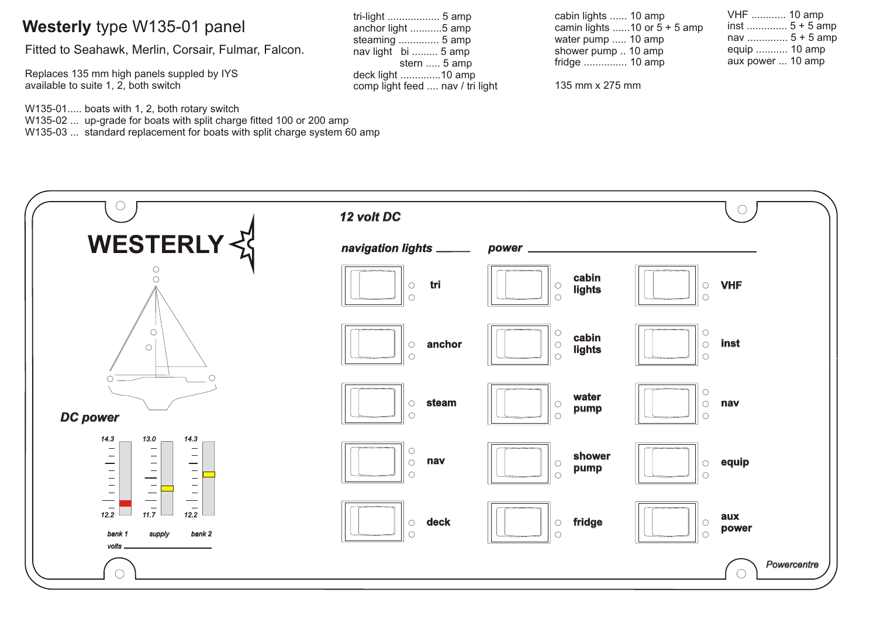# **Westerly** type W135-01 panel

Fitted to Seahawk, Merlin, Corsair, Fulmar, Falcon.

Replaces 135 mm high panels suppled by IYS
available to suite 1, 2, both switch

W135-01..... boats with 1, 2, both rotary switch
W135-02 ... up-grade for boats with split charge fitted 100 or 200 amp
W135-03 ... standard replacement for boats with split charge system 60 amp

tri-light .................. 5 amp
anchor light ...........5 amp
steaming .............. 5 amp
nav light bi ......... 5 amp
stern ..... 5 amp
deck light ..............10 amp
comp light feed .... nav / tri light

cabin lights ...... 10 amp
camin lights ......10 or 5 + 5 amp
water pump ..... 10 amp
shower pump .. 10 amp
fridge ............... 10 amp

135 mm x 275 mm

VHF ............ 10 amp
inst .............. 5 + 5 amp
nav .............. 5 + 5 amp
equip ........... 10 amp
aux power ... 10 amp

**WESTERLY**

*12 volt DC*

*navigation lights*

tri
anchor
steam
nav
deck

*power*

cabin lights
cabin lights
water pump
shower pump
fridge

VHF
inst
nav
equip
aux power

*DC power*

| bank 1 | supply | bank 2 |
|---|---|---|
| 14.3 | 13.0 | 14.3 |
| 12.2 | 11.7 | 12.2 |

volts

*Powercentre*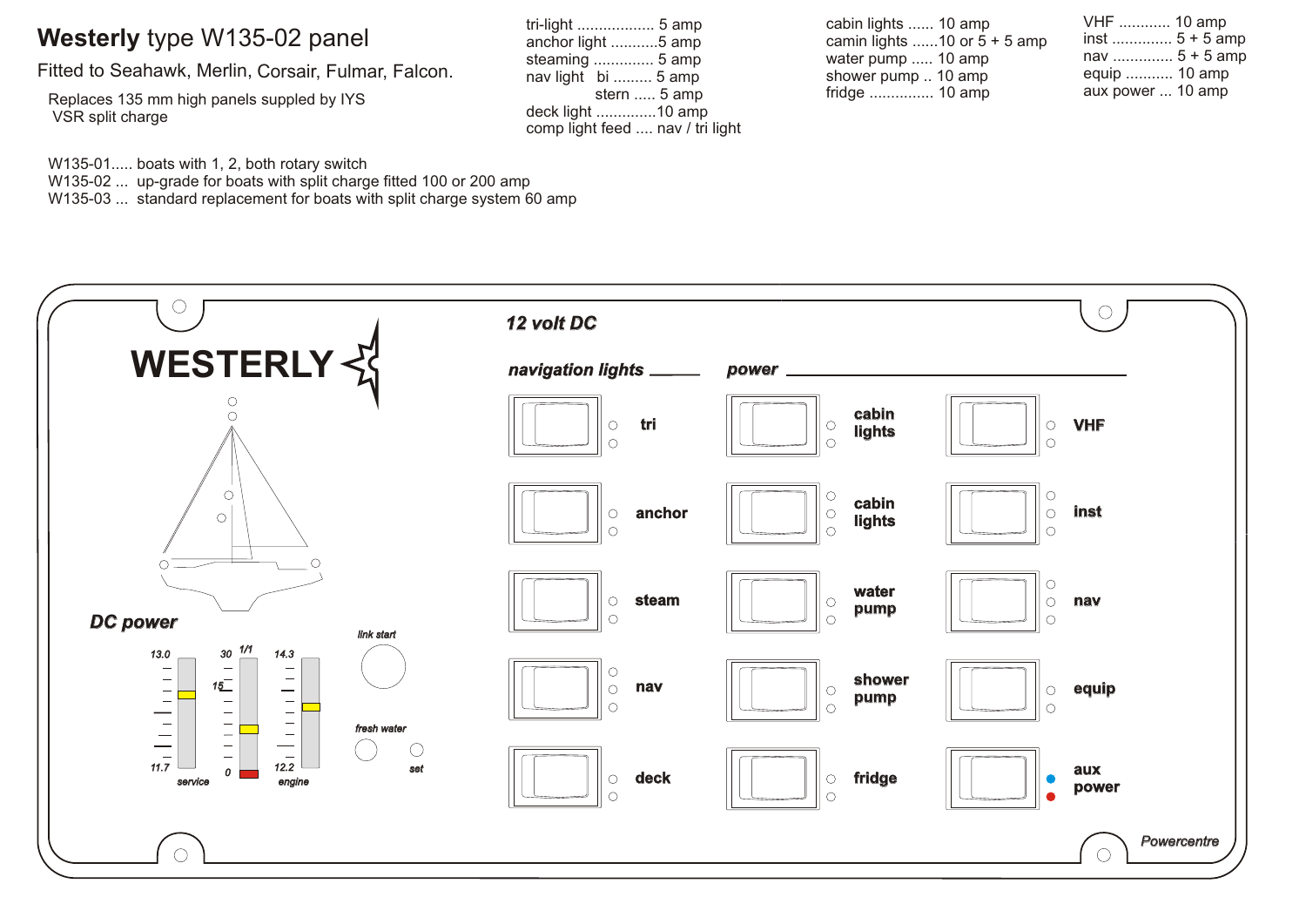# **Westerly** type W135-02 panel

Fitted to Seahawk, Merlin, Corsair, Fulmar, Falcon.

Replaces 135 mm high panels suppled by IYS
VSR split charge

tri-light .................. 5 amp
anchor light ...........5 amp
steaming .............. 5 amp
nav light bi ......... 5 amp
stern ..... 5 amp
deck light ..............10 amp
comp light feed .... nav / tri light

cabin lights ...... 10 amp
camin lights ......10 or 5 + 5 amp
water pump ..... 10 amp
shower pump .. 10 amp
fridge ............... 10 amp

VHF ............ 10 amp
inst .............. 5 + 5 amp
nav .............. 5 + 5 amp
equip ........... 10 amp
aux power ... 10 amp

W135-01..... boats with 1, 2, both rotary switch
W135-02 ... up-grade for boats with split charge fitted 100 or 200 amp
W135-03 ... standard replacement for boats with split charge system 60 amp

WESTERLY

*12 volt DC*

*navigation lights*

tri
anchor
steam
nav
deck

*power*

cabin lights
cabin lights
water pump
shower pump
fridge

VHF
inst
nav
equip
aux power

*DC power*

13.0
11.7
service

30
1/1
15
0

14.3
12.2
engine

link start

fresh water

set

Powercentre